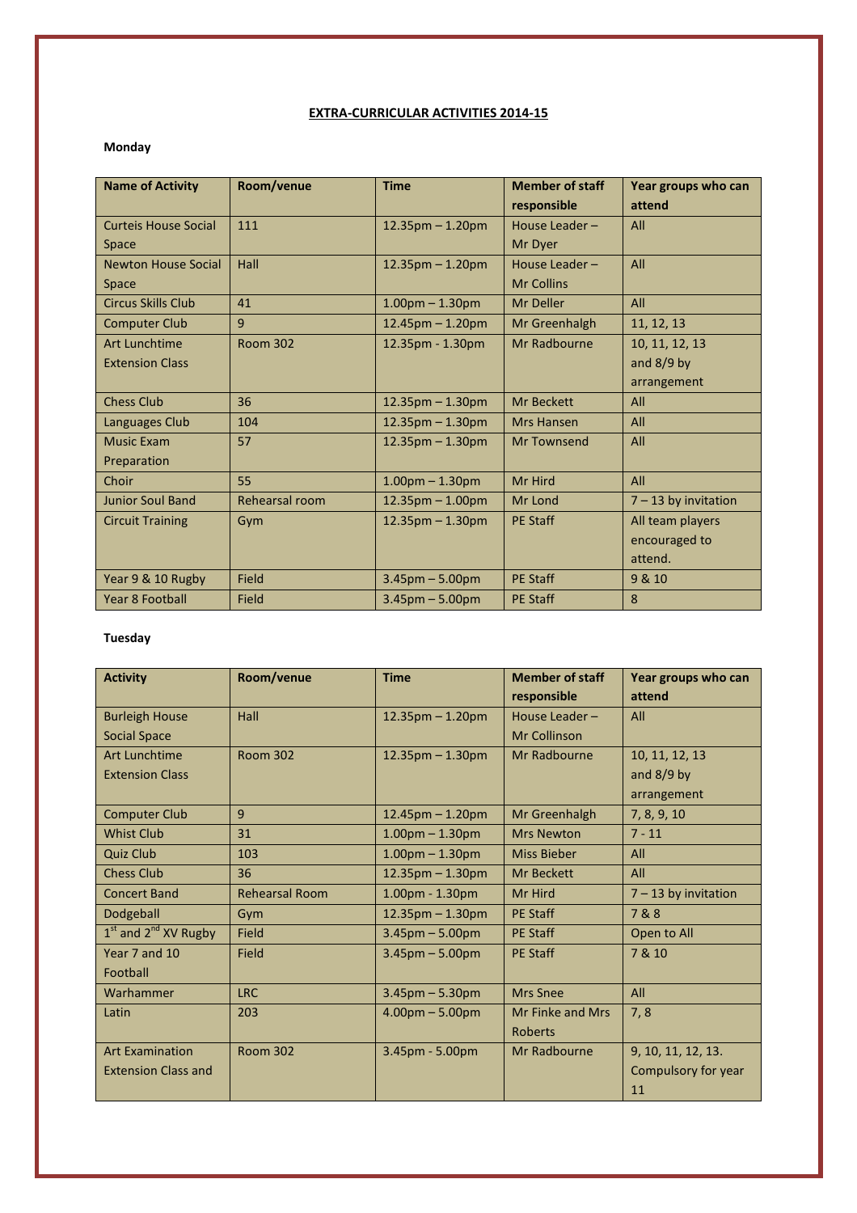# EXTRA-CURRICULAR ACTIVITIES 2014-15

**Monday**

| Name of Activity | Room/venue | Time | Member of staff responsible | Year groups who can attend |
|---|---|---|---|---|
| Curteis House Social Space | 111 | 12.35pm – 1.20pm | House Leader – Mr Dyer | All |
| Newton House Social Space | Hall | 12.35pm – 1.20pm | House Leader – Mr Collins | All |
| Circus Skills Club | 41 | 1.00pm – 1.30pm | Mr Deller | All |
| Computer Club | 9 | 12.45pm – 1.20pm | Mr Greenhalgh | 11, 12, 13 |
| Art Lunchtime Extension Class | Room 302 | 12.35pm - 1.30pm | Mr Radbourne | 10, 11, 12, 13 and 8/9 by arrangement |
| Chess Club | 36 | 12.35pm – 1.30pm | Mr Beckett | All |
| Languages Club | 104 | 12.35pm – 1.30pm | Mrs Hansen | All |
| Music Exam Preparation | 57 | 12.35pm – 1.30pm | Mr Townsend | All |
| Choir | 55 | 1.00pm – 1.30pm | Mr Hird | All |
| Junior Soul Band | Rehearsal room | 12.35pm – 1.00pm | Mr Lond | 7 – 13 by invitation |
| Circuit Training | Gym | 12.35pm – 1.30pm | PE Staff | All team players encouraged to attend. |
| Year 9 & 10 Rugby | Field | 3.45pm – 5.00pm | PE Staff | 9 & 10 |
| Year 8 Football | Field | 3.45pm – 5.00pm | PE Staff | 8 |

**Tuesday**

| Activity | Room/venue | Time | Member of staff responsible | Year groups who can attend |
|---|---|---|---|---|
| Burleigh House Social Space | Hall | 12.35pm – 1.20pm | House Leader – Mr Collinson | All |
| Art Lunchtime Extension Class | Room 302 | 12.35pm – 1.30pm | Mr Radbourne | 10, 11, 12, 13 and 8/9 by arrangement |
| Computer Club | 9 | 12.45pm – 1.20pm | Mr Greenhalgh | 7, 8, 9, 10 |
| Whist Club | 31 | 1.00pm – 1.30pm | Mrs Newton | 7 - 11 |
| Quiz Club | 103 | 1.00pm – 1.30pm | Miss Bieber | All |
| Chess Club | 36 | 12.35pm – 1.30pm | Mr Beckett | All |
| Concert Band | Rehearsal Room | 1.00pm - 1.30pm | Mr Hird | 7 – 13 by invitation |
| Dodgeball | Gym | 12.35pm – 1.30pm | PE Staff | 7 & 8 |
| 1st and 2nd XV Rugby | Field | 3.45pm – 5.00pm | PE Staff | Open to All |
| Year 7 and 10 Football | Field | 3.45pm – 5.00pm | PE Staff | 7 & 10 |
| Warhammer | LRC | 3.45pm – 5.30pm | Mrs Snee | All |
| Latin | 203 | 4.00pm – 5.00pm | Mr Finke and Mrs Roberts | 7, 8 |
| Art Examination Extension Class and | Room 302 | 3.45pm - 5.00pm | Mr Radbourne | 9, 10, 11, 12, 13. Compulsory for year 11 |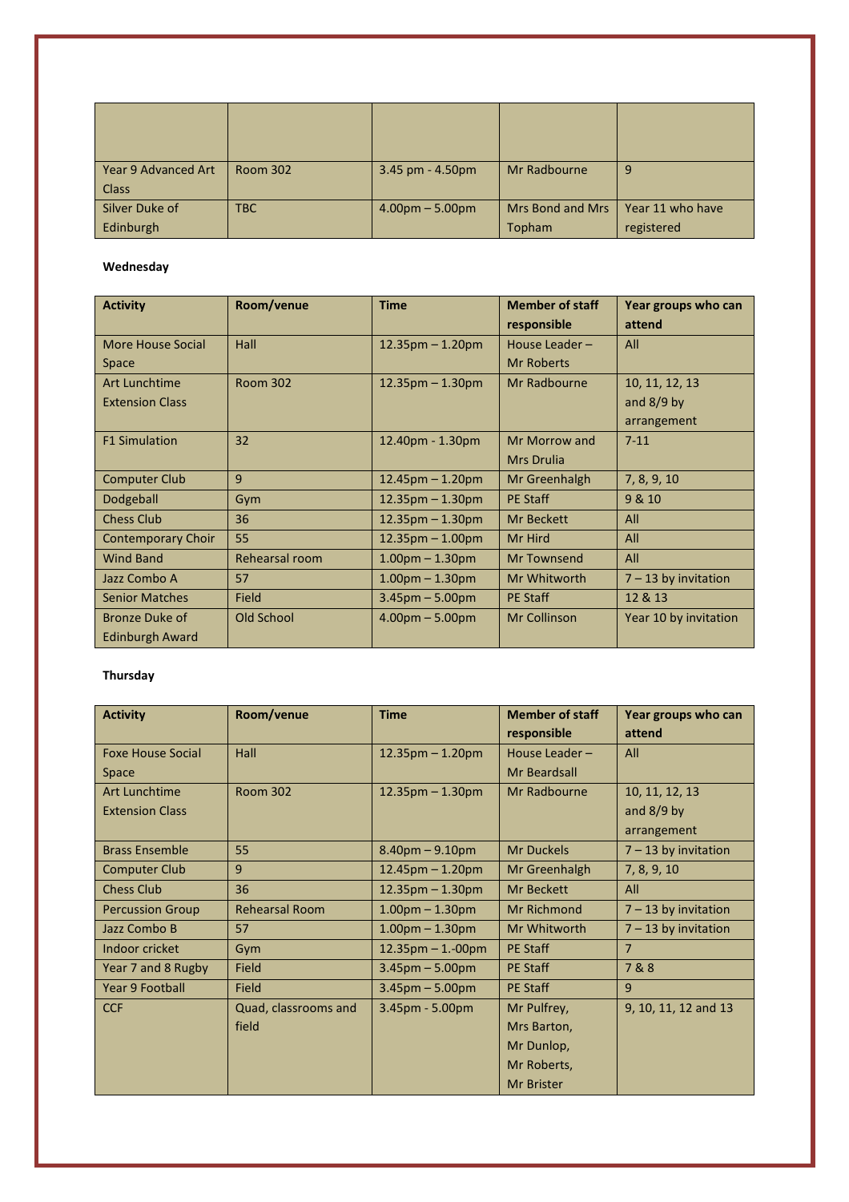| | | | | |
|---|---|---|---|---|
| Year 9 Advanced Art Class | Room 302 | 3.45 pm - 4.50pm | Mr Radbourne | 9 |
| Silver Duke of Edinburgh | TBC | 4.00pm – 5.00pm | Mrs Bond and Mrs Topham | Year 11 who have registered |

**Wednesday**

| Activity | Room/venue | Time | Member of staff responsible | Year groups who can attend |
|---|---|---|---|---|
| More House Social Space | Hall | 12.35pm – 1.20pm | House Leader – Mr Roberts | All |
| Art Lunchtime Extension Class | Room 302 | 12.35pm – 1.30pm | Mr Radbourne | 10, 11, 12, 13 and 8/9 by arrangement |
| F1 Simulation | 32 | 12.40pm - 1.30pm | Mr Morrow and Mrs Drulia | 7-11 |
| Computer Club | 9 | 12.45pm – 1.20pm | Mr Greenhalgh | 7, 8, 9, 10 |
| Dodgeball | Gym | 12.35pm – 1.30pm | PE Staff | 9 & 10 |
| Chess Club | 36 | 12.35pm – 1.30pm | Mr Beckett | All |
| Contemporary Choir | 55 | 12.35pm – 1.00pm | Mr Hird | All |
| Wind Band | Rehearsal room | 1.00pm – 1.30pm | Mr Townsend | All |
| Jazz Combo A | 57 | 1.00pm – 1.30pm | Mr Whitworth | 7 – 13 by invitation |
| Senior Matches | Field | 3.45pm – 5.00pm | PE Staff | 12 & 13 |
| Bronze Duke of Edinburgh Award | Old School | 4.00pm – 5.00pm | Mr Collinson | Year 10 by invitation |

**Thursday**

| Activity | Room/venue | Time | Member of staff responsible | Year groups who can attend |
|---|---|---|---|---|
| Foxe House Social Space | Hall | 12.35pm – 1.20pm | House Leader – Mr Beardsall | All |
| Art Lunchtime Extension Class | Room 302 | 12.35pm – 1.30pm | Mr Radbourne | 10, 11, 12, 13 and 8/9 by arrangement |
| Brass Ensemble | 55 | 8.40pm – 9.10pm | Mr Duckels | 7 – 13 by invitation |
| Computer Club | 9 | 12.45pm – 1.20pm | Mr Greenhalgh | 7, 8, 9, 10 |
| Chess Club | 36 | 12.35pm – 1.30pm | Mr Beckett | All |
| Percussion Group | Rehearsal Room | 1.00pm – 1.30pm | Mr Richmond | 7 – 13 by invitation |
| Jazz Combo B | 57 | 1.00pm – 1.30pm | Mr Whitworth | 7 – 13 by invitation |
| Indoor cricket | Gym | 12.35pm – 1.-00pm | PE Staff | 7 |
| Year 7 and 8 Rugby | Field | 3.45pm – 5.00pm | PE Staff | 7 & 8 |
| Year 9 Football | Field | 3.45pm – 5.00pm | PE Staff | 9 |
| CCF | Quad, classrooms and field | 3.45pm - 5.00pm | Mr Pulfrey, Mrs Barton, Mr Dunlop, Mr Roberts, Mr Brister | 9, 10, 11, 12 and 13 |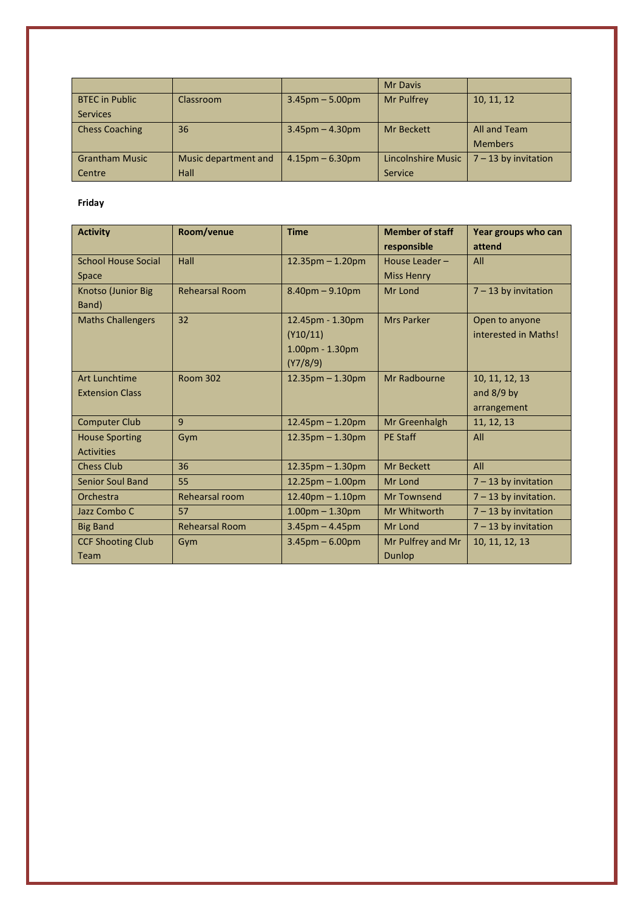| | | | | |
|---|---|---|---|---|
| | | | Mr Davis | |
| BTEC in Public Services | Classroom | 3.45pm – 5.00pm | Mr Pulfrey | 10, 11, 12 |
| Chess Coaching | 36 | 3.45pm – 4.30pm | Mr Beckett | All and Team Members |
| Grantham Music Centre | Music department and Hall | 4.15pm – 6.30pm | Lincolnshire Music Service | 7 – 13 by invitation |

**Friday**

| Activity | Room/venue | Time | Member of staff responsible | Year groups who can attend |
|---|---|---|---|---|
| School House Social Space | Hall | 12.35pm – 1.20pm | House Leader – Miss Henry | All |
| Knotso (Junior Big Band) | Rehearsal Room | 8.40pm – 9.10pm | Mr Lond | 7 – 13 by invitation |
| Maths Challengers | 32 | 12.45pm - 1.30pm (Y10/11) 1.00pm - 1.30pm (Y7/8/9) | Mrs Parker | Open to anyone interested in Maths! |
| Art Lunchtime Extension Class | Room 302 | 12.35pm – 1.30pm | Mr Radbourne | 10, 11, 12, 13 and 8/9 by arrangement |
| Computer Club | 9 | 12.45pm – 1.20pm | Mr Greenhalgh | 11, 12, 13 |
| House Sporting Activities | Gym | 12.35pm – 1.30pm | PE Staff | All |
| Chess Club | 36 | 12.35pm – 1.30pm | Mr Beckett | All |
| Senior Soul Band | 55 | 12.25pm – 1.00pm | Mr Lond | 7 – 13 by invitation |
| Orchestra | Rehearsal room | 12.40pm – 1.10pm | Mr Townsend | 7 – 13 by invitation. |
| Jazz Combo C | 57 | 1.00pm – 1.30pm | Mr Whitworth | 7 – 13 by invitation |
| Big Band | Rehearsal Room | 3.45pm – 4.45pm | Mr Lond | 7 – 13 by invitation |
| CCF Shooting Club Team | Gym | 3.45pm – 6.00pm | Mr Pulfrey and Mr Dunlop | 10, 11, 12, 13 |